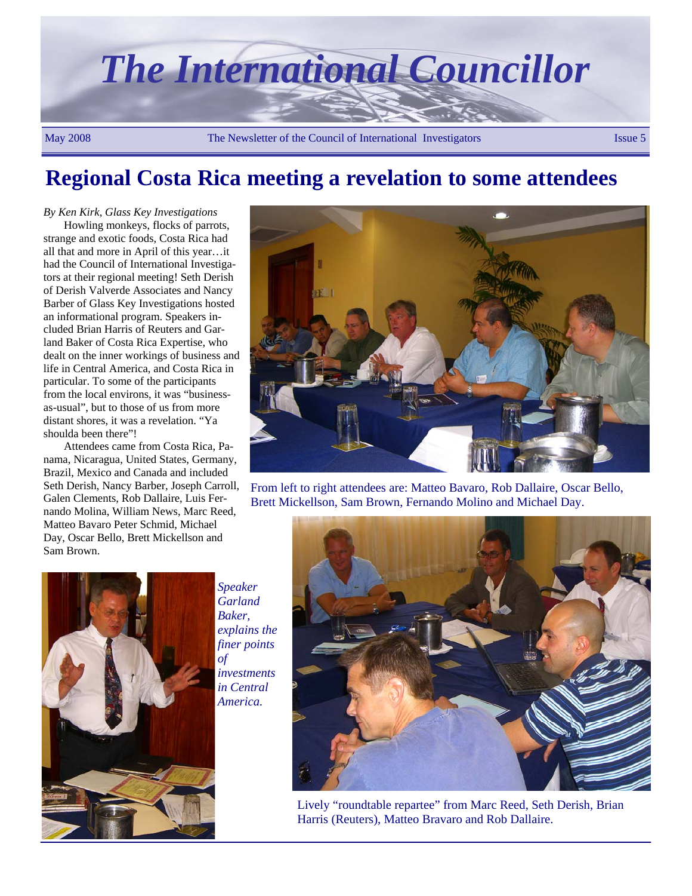# The International Councillor

May 2008 — The Newsletter of the Council of International Investigators — Issue 5

## Regional Costa Rica meeting a revelation to some attendees

*By Ken Kirk, Glass Key Investigations*

Howling monkeys, flocks of parrots, strange and exotic foods, Costa Rica had all that and more in April of this year…it had the Council of International Investigators at their regional meeting! Seth Derish of Derish Valverde Associates and Nancy Barber of Glass Key Investigations hosted an informational program. Speakers included Brian Harris of Reuters and Garland Baker of Costa Rica Expertise, who dealt on the inner workings of business and life in Central America, and Costa Rica in particular. To some of the participants from the local environs, it was "business-as-usual", but to those of us from more distant shores, it was a revelation. "Ya shoulda been there"!

Attendees came from Costa Rica, Panama, Nicaragua, United States, Germany, Brazil, Mexico and Canada and included Seth Derish, Nancy Barber, Joseph Carroll, Galen Clements, Rob Dallaire, Luis Fernando Molina, William News, Marc Reed, Matteo Bavaro Peter Schmid, Michael Day, Oscar Bello, Brett Mickellson and Sam Brown.

From left to right attendees are: Matteo Bavaro, Rob Dallaire, Oscar Bello, Brett Mickellson, Sam Brown, Fernando Molino and Michael Day.

*Speaker Garland Baker, explains the finer points of investments in Central America.*

Lively "roundtable repartee" from Marc Reed, Seth Derish, Brian Harris (Reuters), Matteo Bravaro and Rob Dallaire.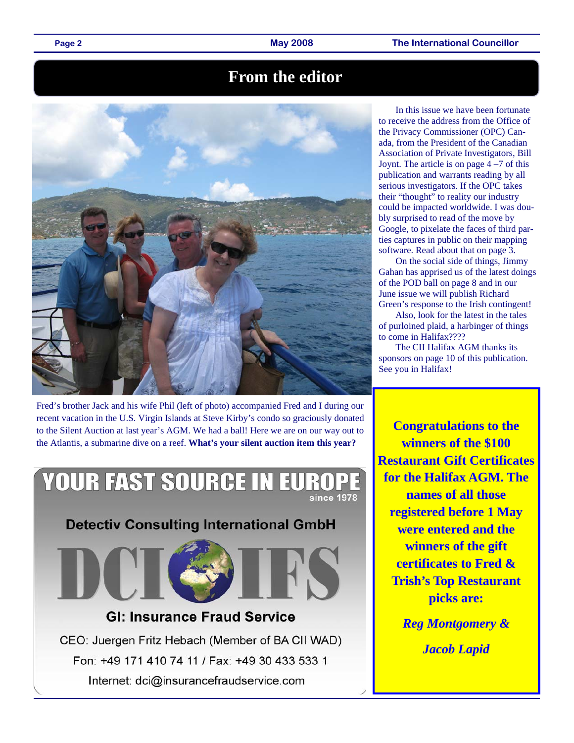# From the editor

In this issue we have been fortunate to receive the address from the Office of the Privacy Commissioner (OPC) Canada, from the President of the Canadian Association of Private Investigators, Bill Joynt. The article is on page 4 –7 of this publication and warrants reading by all serious investigators. If the OPC takes their "thought" to reality our industry could be impacted worldwide. I was doubly surprised to read of the move by Google, to pixelate the faces of third parties captures in public on their mapping software. Read about that on page 3.

On the social side of things, Jimmy Gahan has apprised us of the latest doings of the POD ball on page 8 and in our June issue we will publish Richard Green's response to the Irish contingent!

Also, look for the latest in the tales of purloined plaid, a harbinger of things to come in Halifax????

The CII Halifax AGM thanks its sponsors on page 10 of this publication. See you in Halifax!

Fred's brother Jack and his wife Phil (left of photo) accompanied Fred and I during our recent vacation in the U.S. Virgin Islands at Steve Kirby's condo so graciously donated to the Silent Auction at last year's AGM. We had a ball! Here we are on our way out to the Atlantis, a submarine dive on a reef. **What's your silent auction item this year?**

**YOUR FAST SOURCE IN EUROPE**
since 1978

**Detectiv Consulting International GmbH**

**DCI IFS**

**GI: Insurance Fraud Service**

CEO: Juergen Fritz Hebach (Member of BA CII WAD)

Fon: +49 171 410 74 11 / Fax: +49 30 433 533 1

Internet: dci@insurancefraudservice.com

**Congratulations to the winners of the $100 Restaurant Gift Certificates for the Halifax AGM. The names of all those registered before 1 May were entered and the winners of the gift certificates to Fred & Trish's Top Restaurant picks are:**

***Reg Montgomery &***

***Jacob Lapid***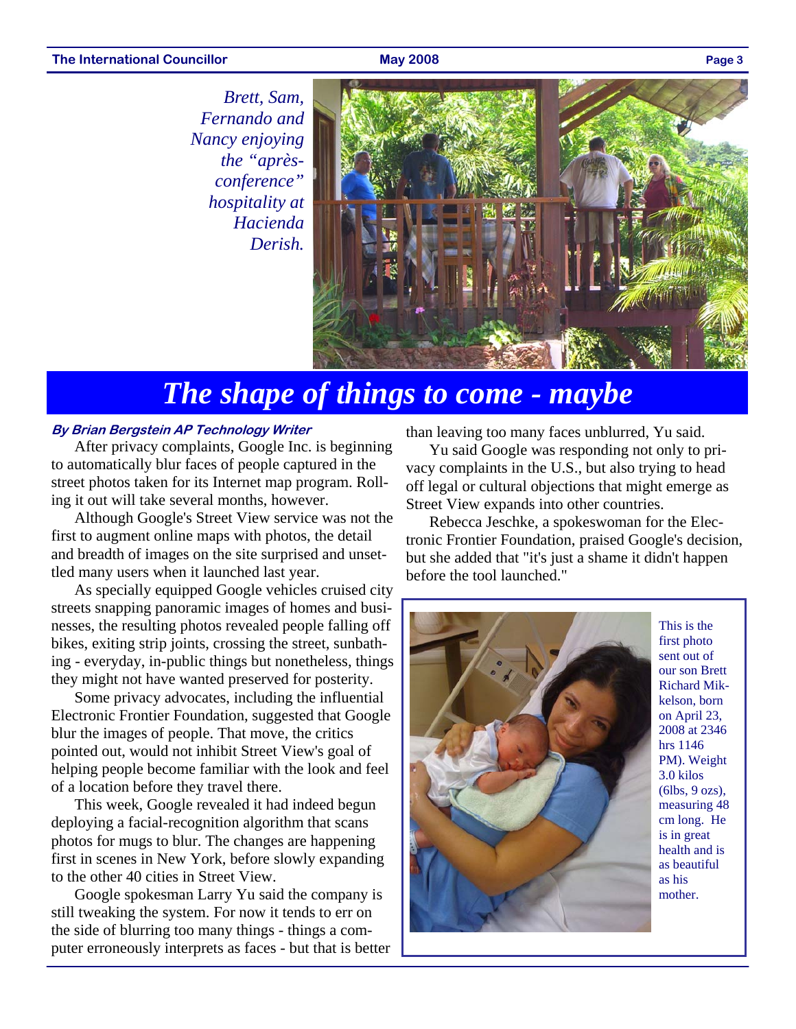*Brett, Sam, Fernando and Nancy enjoying the "après-conference" hospitality at Hacienda Derish.*

# The shape of things to come - maybe

**By Brian Bergstein AP Technology Writer**

After privacy complaints, Google Inc. is beginning to automatically blur faces of people captured in the street photos taken for its Internet map program. Rolling it out will take several months, however.

Although Google's Street View service was not the first to augment online maps with photos, the detail and breadth of images on the site surprised and unsettled many users when it launched last year.

As specially equipped Google vehicles cruised city streets snapping panoramic images of homes and businesses, the resulting photos revealed people falling off bikes, exiting strip joints, crossing the street, sunbathing - everyday, in-public things but nonetheless, things they might not have wanted preserved for posterity.

Some privacy advocates, including the influential Electronic Frontier Foundation, suggested that Google blur the images of people. That move, the critics pointed out, would not inhibit Street View's goal of helping people become familiar with the look and feel of a location before they travel there.

This week, Google revealed it had indeed begun deploying a facial-recognition algorithm that scans photos for mugs to blur. The changes are happening first in scenes in New York, before slowly expanding to the other 40 cities in Street View.

Google spokesman Larry Yu said the company is still tweaking the system. For now it tends to err on the side of blurring too many things - things a computer erroneously interprets as faces - but that is better than leaving too many faces unblurred, Yu said.

Yu said Google was responding not only to privacy complaints in the U.S., but also trying to head off legal or cultural objections that might emerge as Street View expands into other countries.

Rebecca Jeschke, a spokeswoman for the Electronic Frontier Foundation, praised Google's decision, but she added that "it's just a shame it didn't happen before the tool launched."

This is the first photo sent out of our son Brett Richard Mikkelson, born on April 23, 2008 at 2346 hrs 1146 PM). Weight 3.0 kilos (6lbs, 9 ozs), measuring 48 cm long. He is in great health and is as beautiful as his mother.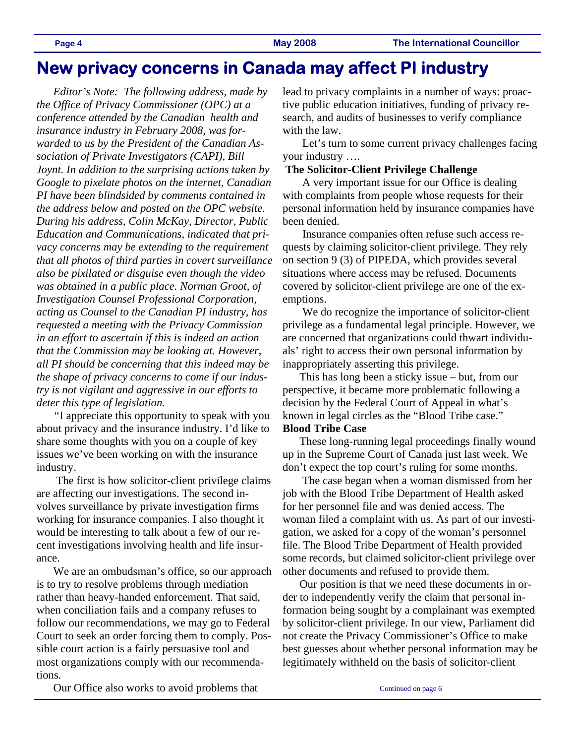# New privacy concerns in Canada may affect PI industry

*Editor's Note: The following address, made by the Office of Privacy Commissioner (OPC) at a conference attended by the Canadian health and insurance industry in February 2008, was forwarded to us by the President of the Canadian Association of Private Investigators (CAPI), Bill Joynt. In addition to the surprising actions taken by Google to pixelate photos on the internet, Canadian PI have been blindsided by comments contained in the address below and posted on the OPC website. During his address, Colin McKay, Director, Public Education and Communications, indicated that privacy concerns may be extending to the requirement that all photos of third parties in covert surveillance also be pixilated or disguise even though the video was obtained in a public place. Norman Groot, of Investigation Counsel Professional Corporation, acting as Counsel to the Canadian PI industry, has requested a meeting with the Privacy Commission in an effort to ascertain if this is indeed an action that the Commission may be looking at. However, all PI should be concerning that this indeed may be the shape of privacy concerns to come if our industry is not vigilant and aggressive in our efforts to deter this type of legislation.*

"I appreciate this opportunity to speak with you about privacy and the insurance industry. I'd like to share some thoughts with you on a couple of key issues we've been working on with the insurance industry.

The first is how solicitor-client privilege claims are affecting our investigations. The second involves surveillance by private investigation firms working for insurance companies. I also thought it would be interesting to talk about a few of our recent investigations involving health and life insurance.

We are an ombudsman's office, so our approach is to try to resolve problems through mediation rather than heavy-handed enforcement. That said, when conciliation fails and a company refuses to follow our recommendations, we may go to Federal Court to seek an order forcing them to comply. Possible court action is a fairly persuasive tool and most organizations comply with our recommendations.

Our Office also works to avoid problems that lead to privacy complaints in a number of ways: proactive public education initiatives, funding of privacy research, and audits of businesses to verify compliance with the law.

Let's turn to some current privacy challenges facing your industry ….

**The Solicitor-Client Privilege Challenge**

A very important issue for our Office is dealing with complaints from people whose requests for their personal information held by insurance companies have been denied.

Insurance companies often refuse such access requests by claiming solicitor-client privilege. They rely on section 9 (3) of PIPEDA, which provides several situations where access may be refused. Documents covered by solicitor-client privilege are one of the exemptions.

We do recognize the importance of solicitor-client privilege as a fundamental legal principle. However, we are concerned that organizations could thwart individuals' right to access their own personal information by inappropriately asserting this privilege.

This has long been a sticky issue – but, from our perspective, it became more problematic following a decision by the Federal Court of Appeal in what's known in legal circles as the "Blood Tribe case."

**Blood Tribe Case**

These long-running legal proceedings finally wound up in the Supreme Court of Canada just last week. We don't expect the top court's ruling for some months.

The case began when a woman dismissed from her job with the Blood Tribe Department of Health asked for her personnel file and was denied access. The woman filed a complaint with us. As part of our investigation, we asked for a copy of the woman's personnel file. The Blood Tribe Department of Health provided some records, but claimed solicitor-client privilege over other documents and refused to provide them.

Our position is that we need these documents in order to independently verify the claim that personal information being sought by a complainant was exempted by solicitor-client privilege. In our view, Parliament did not create the Privacy Commissioner's Office to make best guesses about whether personal information may be legitimately withheld on the basis of solicitor-client

Continued on page 6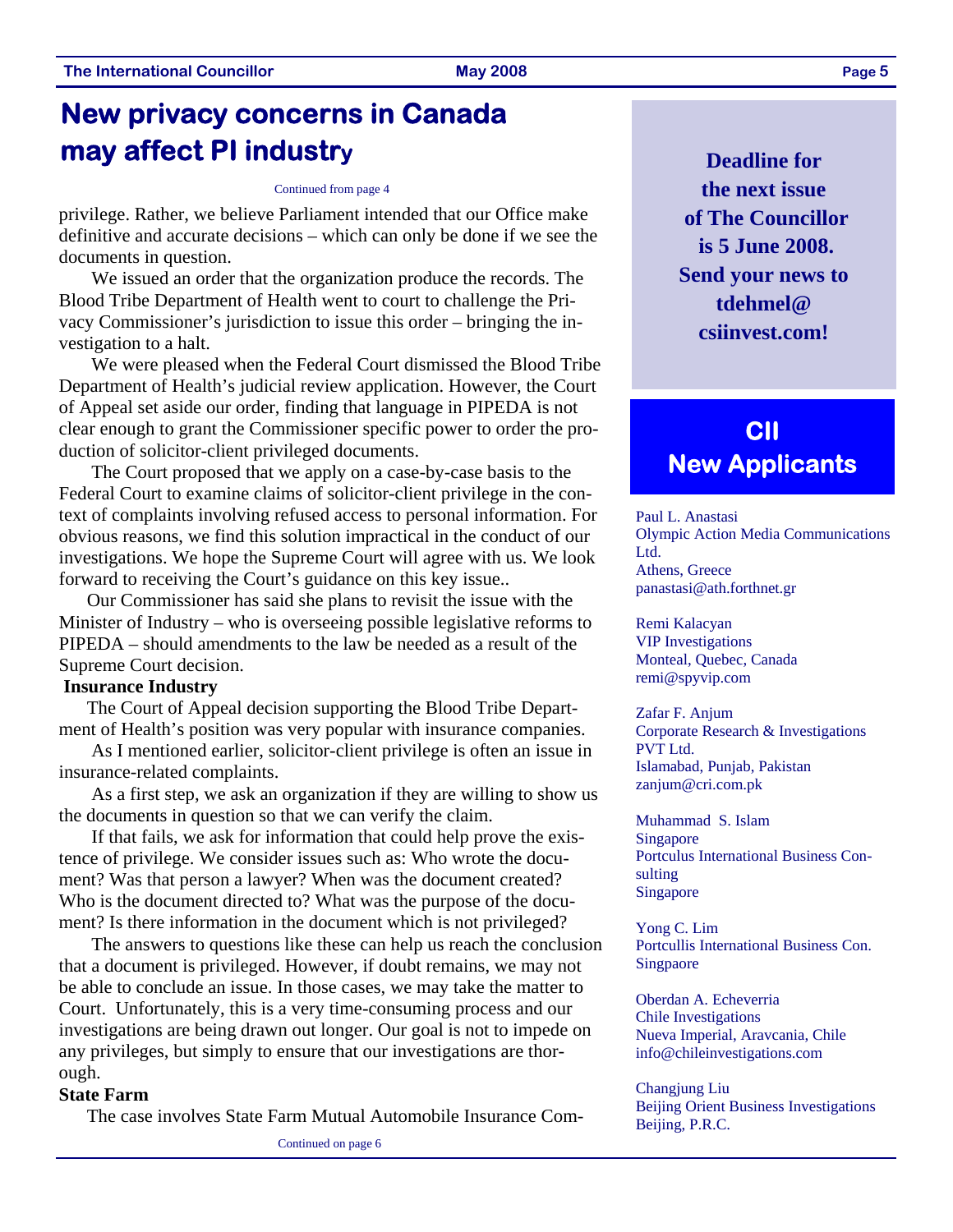# New privacy concerns in Canada may affect PI industry

Continued from page 4

privilege. Rather, we believe Parliament intended that our Office make definitive and accurate decisions – which can only be done if we see the documents in question.

We issued an order that the organization produce the records. The Blood Tribe Department of Health went to court to challenge the Privacy Commissioner's jurisdiction to issue this order – bringing the investigation to a halt.

We were pleased when the Federal Court dismissed the Blood Tribe Department of Health's judicial review application. However, the Court of Appeal set aside our order, finding that language in PIPEDA is not clear enough to grant the Commissioner specific power to order the production of solicitor-client privileged documents.

The Court proposed that we apply on a case-by-case basis to the Federal Court to examine claims of solicitor-client privilege in the context of complaints involving refused access to personal information. For obvious reasons, we find this solution impractical in the conduct of our investigations. We hope the Supreme Court will agree with us. We look forward to receiving the Court's guidance on this key issue..

Our Commissioner has said she plans to revisit the issue with the Minister of Industry – who is overseeing possible legislative reforms to PIPEDA – should amendments to the law be needed as a result of the Supreme Court decision.

**Insurance Industry**

The Court of Appeal decision supporting the Blood Tribe Department of Health's position was very popular with insurance companies.

As I mentioned earlier, solicitor-client privilege is often an issue in insurance-related complaints.

As a first step, we ask an organization if they are willing to show us the documents in question so that we can verify the claim.

If that fails, we ask for information that could help prove the existence of privilege. We consider issues such as: Who wrote the document? Was that person a lawyer? When was the document created? Who is the document directed to? What was the purpose of the document? Is there information in the document which is not privileged?

The answers to questions like these can help us reach the conclusion that a document is privileged. However, if doubt remains, we may not be able to conclude an issue. In those cases, we may take the matter to Court. Unfortunately, this is a very time-consuming process and our investigations are being drawn out longer. Our goal is not to impede on any privileges, but simply to ensure that our investigations are thorough.

**State Farm**

The case involves State Farm Mutual Automobile Insurance Com-

Continued on page 6

**Deadline for the next issue of The Councillor is 5 June 2008. Send your news to tdehmel@ csiinvest.com!**

## CII New Applicants

Paul L. Anastasi
Olympic Action Media Communications Ltd.
Athens, Greece
panastasi@ath.forthnet.gr

Remi Kalacyan
VIP Investigations
Monteal, Quebec, Canada
remi@spyvip.com

Zafar F. Anjum
Corporate Research & Investigations PVT Ltd.
Islamabad, Punjab, Pakistan
zanjum@cri.com.pk

Muhammad S. Islam
Singapore
Portculus International Business Consulting
Singapore

Yong C. Lim
Portcullis International Business Con.
Singpaore

Oberdan A. Echeverria
Chile Investigations
Nueva Imperial, Aravcania, Chile
info@chileinvestigations.com

Changjung Liu
Beijing Orient Business Investigations
Beijing, P.R.C.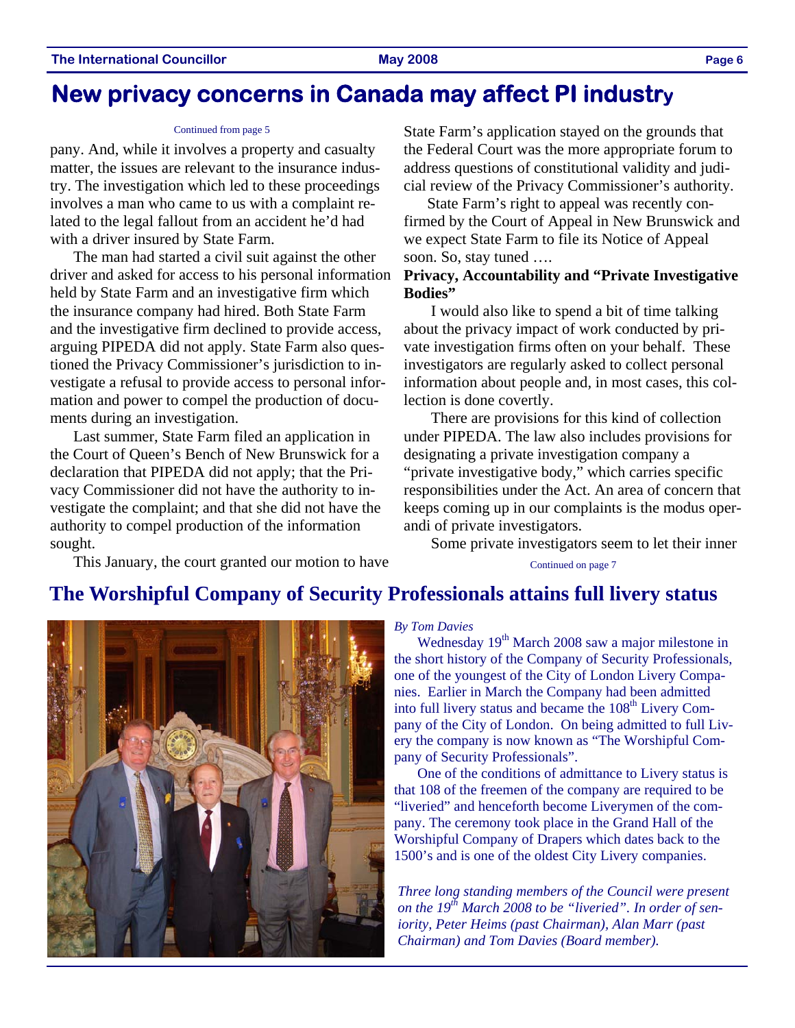# New privacy concerns in Canada may affect PI industry

Continued from page 5

pany. And, while it involves a property and casualty matter, the issues are relevant to the insurance industry. The investigation which led to these proceedings involves a man who came to us with a complaint related to the legal fallout from an accident he'd had with a driver insured by State Farm.

The man had started a civil suit against the other driver and asked for access to his personal information held by State Farm and an investigative firm which the insurance company had hired. Both State Farm and the investigative firm declined to provide access, arguing PIPEDA did not apply. State Farm also questioned the Privacy Commissioner's jurisdiction to investigate a refusal to provide access to personal information and power to compel the production of documents during an investigation.

Last summer, State Farm filed an application in the Court of Queen's Bench of New Brunswick for a declaration that PIPEDA did not apply; that the Privacy Commissioner did not have the authority to investigate the complaint; and that she did not have the authority to compel production of the information sought.

This January, the court granted our motion to have State Farm's application stayed on the grounds that the Federal Court was the more appropriate forum to address questions of constitutional validity and judicial review of the Privacy Commissioner's authority.

State Farm's right to appeal was recently confirmed by the Court of Appeal in New Brunswick and we expect State Farm to file its Notice of Appeal soon. So, stay tuned ….

**Privacy, Accountability and "Private Investigative Bodies"**

I would also like to spend a bit of time talking about the privacy impact of work conducted by private investigation firms often on your behalf. These investigators are regularly asked to collect personal information about people and, in most cases, this collection is done covertly.

There are provisions for this kind of collection under PIPEDA. The law also includes provisions for designating a private investigation company a "private investigative body," which carries specific responsibilities under the Act. An area of concern that keeps coming up in our complaints is the modus operandi of private investigators.

Some private investigators seem to let their inner

Continued on page 7

## The Worshipful Company of Security Professionals attains full livery status

*By Tom Davies*

Wednesday 19th March 2008 saw a major milestone in the short history of the Company of Security Professionals, one of the youngest of the City of London Livery Companies. Earlier in March the Company had been admitted into full livery status and became the 108th Livery Company of the City of London. On being admitted to full Livery the company is now known as "The Worshipful Company of Security Professionals".

One of the conditions of admittance to Livery status is that 108 of the freemen of the company are required to be "liveried" and henceforth become Liverymen of the company. The ceremony took place in the Grand Hall of the Worshipful Company of Drapers which dates back to the 1500's and is one of the oldest City Livery companies.

*Three long standing members of the Council were present on the 19th March 2008 to be "liveried". In order of seniority, Peter Heims (past Chairman), Alan Marr (past Chairman) and Tom Davies (Board member).*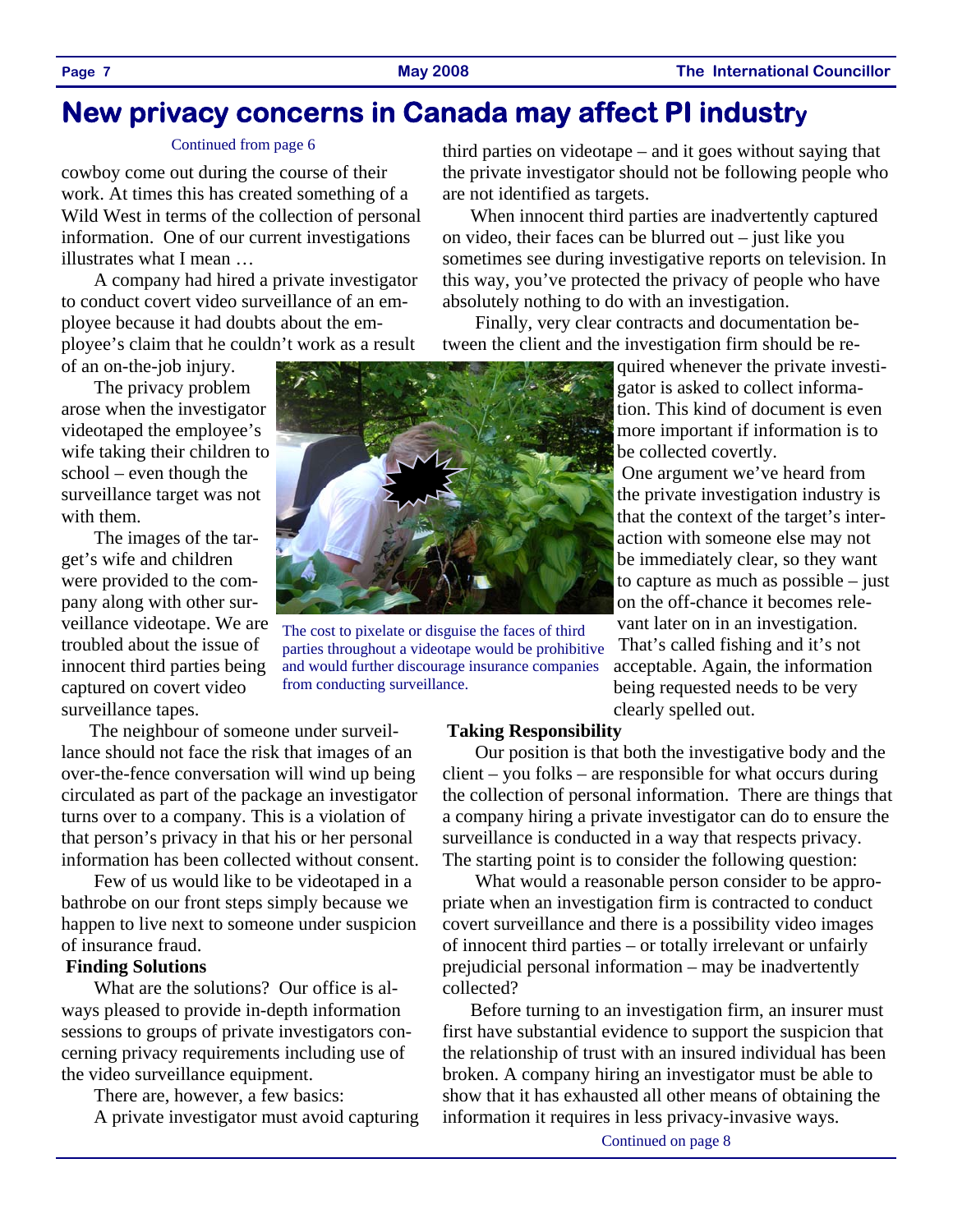# New privacy concerns in Canada may affect PI industry

Continued from page 6

cowboy come out during the course of their work. At times this has created something of a Wild West in terms of the collection of personal information. One of our current investigations illustrates what I mean …

A company had hired a private investigator to conduct covert video surveillance of an employee because it had doubts about the employee's claim that he couldn't work as a result of an on-the-job injury.

The privacy problem arose when the investigator videotaped the employee's wife taking their children to school – even though the surveillance target was not with them.

The images of the target's wife and children were provided to the company along with other surveillance videotape. We are troubled about the issue of innocent third parties being captured on covert video surveillance tapes.

The cost to pixelate or disguise the faces of third parties throughout a videotape would be prohibitive and would further discourage insurance companies from conducting surveillance.

The neighbour of someone under surveillance should not face the risk that images of an over-the-fence conversation will wind up being circulated as part of the package an investigator turns over to a company. This is a violation of that person's privacy in that his or her personal information has been collected without consent.

Few of us would like to be videotaped in a bathrobe on our front steps simply because we happen to live next to someone under suspicion of insurance fraud.

**Finding Solutions**

What are the solutions? Our office is always pleased to provide in-depth information sessions to groups of private investigators concerning privacy requirements including use of the video surveillance equipment.

There are, however, a few basics:

A private investigator must avoid capturing third parties on videotape – and it goes without saying that the private investigator should not be following people who are not identified as targets.

When innocent third parties are inadvertently captured on video, their faces can be blurred out – just like you sometimes see during investigative reports on television. In this way, you've protected the privacy of people who have absolutely nothing to do with an investigation.

Finally, very clear contracts and documentation between the client and the investigation firm should be required whenever the private investigator is asked to collect information. This kind of document is even more important if information is to be collected covertly.

One argument we've heard from the private investigation industry is that the context of the target's interaction with someone else may not be immediately clear, so they want to capture as much as possible – just on the off-chance it becomes relevant later on in an investigation. That's called fishing and it's not acceptable. Again, the information being requested needs to be very clearly spelled out.

**Taking Responsibility**

Our position is that both the investigative body and the client – you folks – are responsible for what occurs during the collection of personal information. There are things that a company hiring a private investigator can do to ensure the surveillance is conducted in a way that respects privacy. The starting point is to consider the following question:

What would a reasonable person consider to be appropriate when an investigation firm is contracted to conduct covert surveillance and there is a possibility video images of innocent third parties – or totally irrelevant or unfairly prejudicial personal information – may be inadvertently collected?

Before turning to an investigation firm, an insurer must first have substantial evidence to support the suspicion that the relationship of trust with an insured individual has been broken. A company hiring an investigator must be able to show that it has exhausted all other means of obtaining the information it requires in less privacy-invasive ways.

Continued on page 8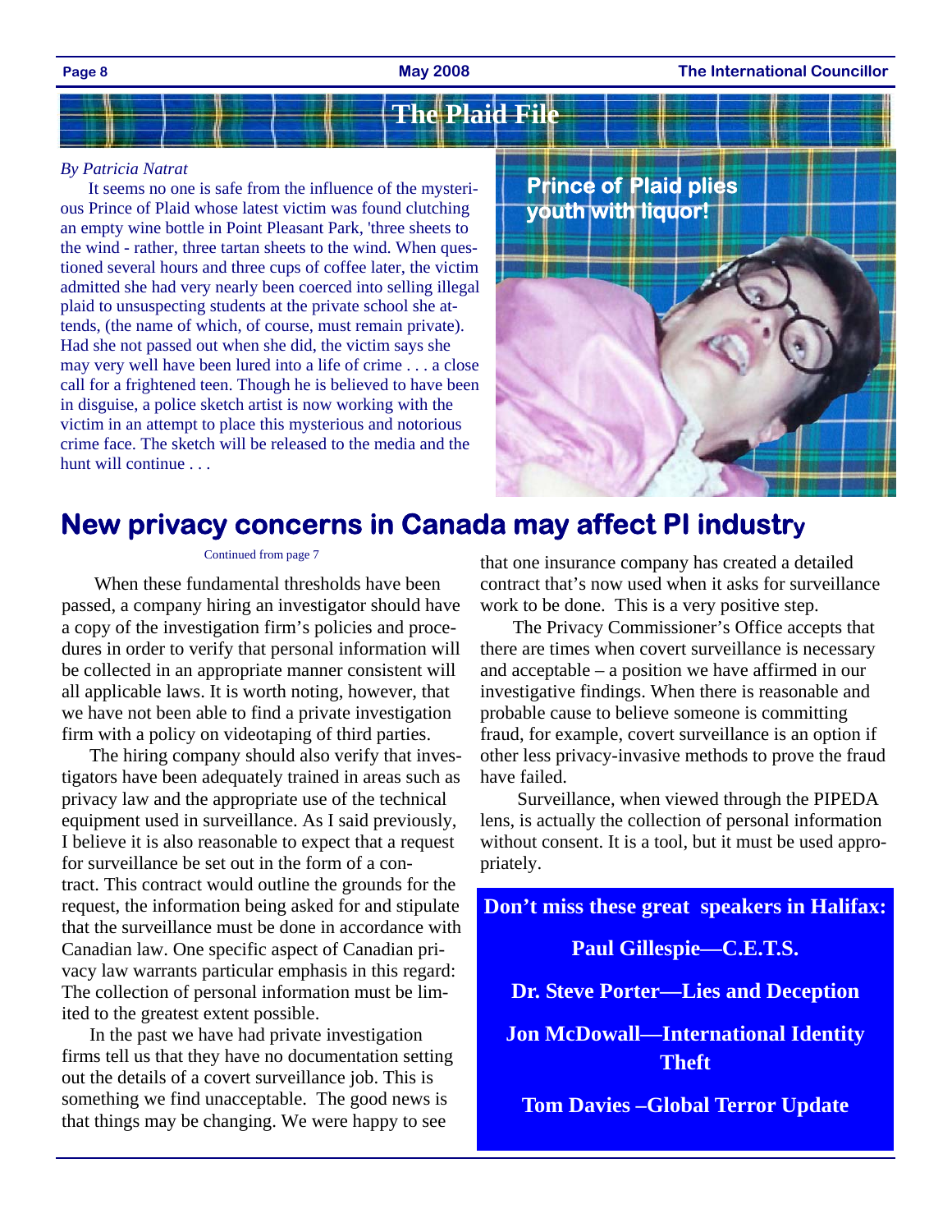# The Plaid File

*By Patricia Natrat*

It seems no one is safe from the influence of the mysterious Prince of Plaid whose latest victim was found clutching an empty wine bottle in Point Pleasant Park, 'three sheets to the wind - rather, three tartan sheets to the wind. When questioned several hours and three cups of coffee later, the victim admitted she had very nearly been coerced into selling illegal plaid to unsuspecting students at the private school she attends, (the name of which, of course, must remain private). Had she not passed out when she did, the victim says she may very well have been lured into a life of crime . . . a close call for a frightened teen. Though he is believed to have been in disguise, a police sketch artist is now working with the victim in an attempt to place this mysterious and notorious crime face. The sketch will be released to the media and the hunt will continue . . .

**Prince of Plaid plies youth with liquor!**

## New privacy concerns in Canada may affect PI industry

Continued from page 7

When these fundamental thresholds have been passed, a company hiring an investigator should have a copy of the investigation firm's policies and procedures in order to verify that personal information will be collected in an appropriate manner consistent will all applicable laws. It is worth noting, however, that we have not been able to find a private investigation firm with a policy on videotaping of third parties.

The hiring company should also verify that investigators have been adequately trained in areas such as privacy law and the appropriate use of the technical equipment used in surveillance. As I said previously, I believe it is also reasonable to expect that a request for surveillance be set out in the form of a contract. This contract would outline the grounds for the request, the information being asked for and stipulate that the surveillance must be done in accordance with Canadian law. One specific aspect of Canadian privacy law warrants particular emphasis in this regard: The collection of personal information must be limited to the greatest extent possible.

In the past we have had private investigation firms tell us that they have no documentation setting out the details of a covert surveillance job. This is something we find unacceptable. The good news is that things may be changing. We were happy to see that one insurance company has created a detailed contract that's now used when it asks for surveillance work to be done. This is a very positive step.

The Privacy Commissioner's Office accepts that there are times when covert surveillance is necessary and acceptable – a position we have affirmed in our investigative findings. When there is reasonable and probable cause to believe someone is committing fraud, for example, covert surveillance is an option if other less privacy-invasive methods to prove the fraud have failed.

Surveillance, when viewed through the PIPEDA lens, is actually the collection of personal information without consent. It is a tool, but it must be used appropriately.

**Don't miss these great speakers in Halifax:**

**Paul Gillespie—C.E.T.S.**

**Dr. Steve Porter—Lies and Deception**

**Jon McDowall—International Identity Theft**

**Tom Davies –Global Terror Update**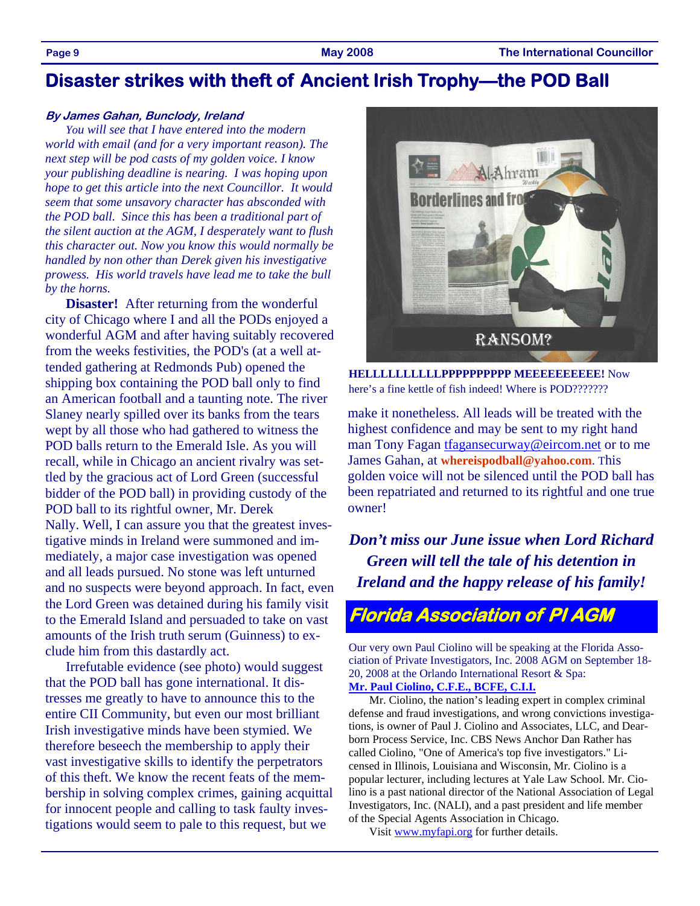# Disaster strikes with theft of Ancient Irish Trophy—the POD Ball

***By James Gahan, Bunclody, Ireland***

*You will see that I have entered into the modern world with email (and for a very important reason). The next step will be pod casts of my golden voice. I know your publishing deadline is nearing. I was hoping upon hope to get this article into the next Councillor. It would seem that some unsavory character has absconded with the POD ball. Since this has been a traditional part of the silent auction at the AGM, I desperately want to flush this character out. Now you know this would normally be handled by non other than Derek given his investigative prowess. His world travels have lead me to take the bull by the horns.*

**Disaster!** After returning from the wonderful city of Chicago where I and all the PODs enjoyed a wonderful AGM and after having suitably recovered from the weeks festivities, the POD's (at a well attended gathering at Redmonds Pub) opened the shipping box containing the POD ball only to find an American football and a taunting note. The river Slaney nearly spilled over its banks from the tears wept by all those who had gathered to witness the POD balls return to the Emerald Isle. As you will recall, while in Chicago an ancient rivalry was settled by the gracious act of Lord Green (successful bidder of the POD ball) in providing custody of the POD ball to its rightful owner, Mr. Derek Nally. Well, I can assure you that the greatest investigative minds in Ireland were summoned and immediately, a major case investigation was opened and all leads pursued. No stone was left unturned and no suspects were beyond approach. In fact, even the Lord Green was detained during his family visit to the Emerald Island and persuaded to take on vast amounts of the Irish truth serum (Guinness) to exclude him from this dastardly act.

Irrefutable evidence (see photo) would suggest that the POD ball has gone international. It distresses me greatly to have to announce this to the entire CII Community, but even our most brilliant Irish investigative minds have been stymied. We therefore beseech the membership to apply their vast investigative skills to identify the perpetrators of this theft. We know the recent feats of the membership in solving complex crimes, gaining acquittal for innocent people and calling to task faulty investigations would seem to pale to this request, but we make it nonetheless. All leads will be treated with the highest confidence and may be sent to my right hand man Tony Fagan tfagansecurway@eircom.net or to me James Gahan, at **whereispodball@yahoo.com**. This golden voice will not be silenced until the POD ball has been repatriated and returned to its rightful and one true owner!

RANSOM?

**HELLLLLLLLLLPPPPPPPPPP MEEEEEEEEEE!** Now here's a fine kettle of fish indeed! Where is POD???????

***Don't miss our June issue when Lord Richard Green will tell the tale of his detention in Ireland and the happy release of his family!***

## Florida Association of PI AGM

Our very own Paul Ciolino will be speaking at the Florida Association of Private Investigators, Inc. 2008 AGM on September 18-20, 2008 at the Orlando International Resort & Spa:

**Mr. Paul Ciolino, C.F.E., BCFE, C.I.I.**

Mr. Ciolino, the nation's leading expert in complex criminal defense and fraud investigations, and wrong convictions investigations, is owner of Paul J. Ciolino and Associates, LLC, and Dearborn Process Service, Inc. CBS News Anchor Dan Rather has called Ciolino, "One of America's top five investigators." Licensed in Illinois, Louisiana and Wisconsin, Mr. Ciolino is a popular lecturer, including lectures at Yale Law School. Mr. Ciolino is a past national director of the National Association of Legal Investigators, Inc. (NALI), and a past president and life member of the Special Agents Association in Chicago.

Visit www.myfapi.org for further details.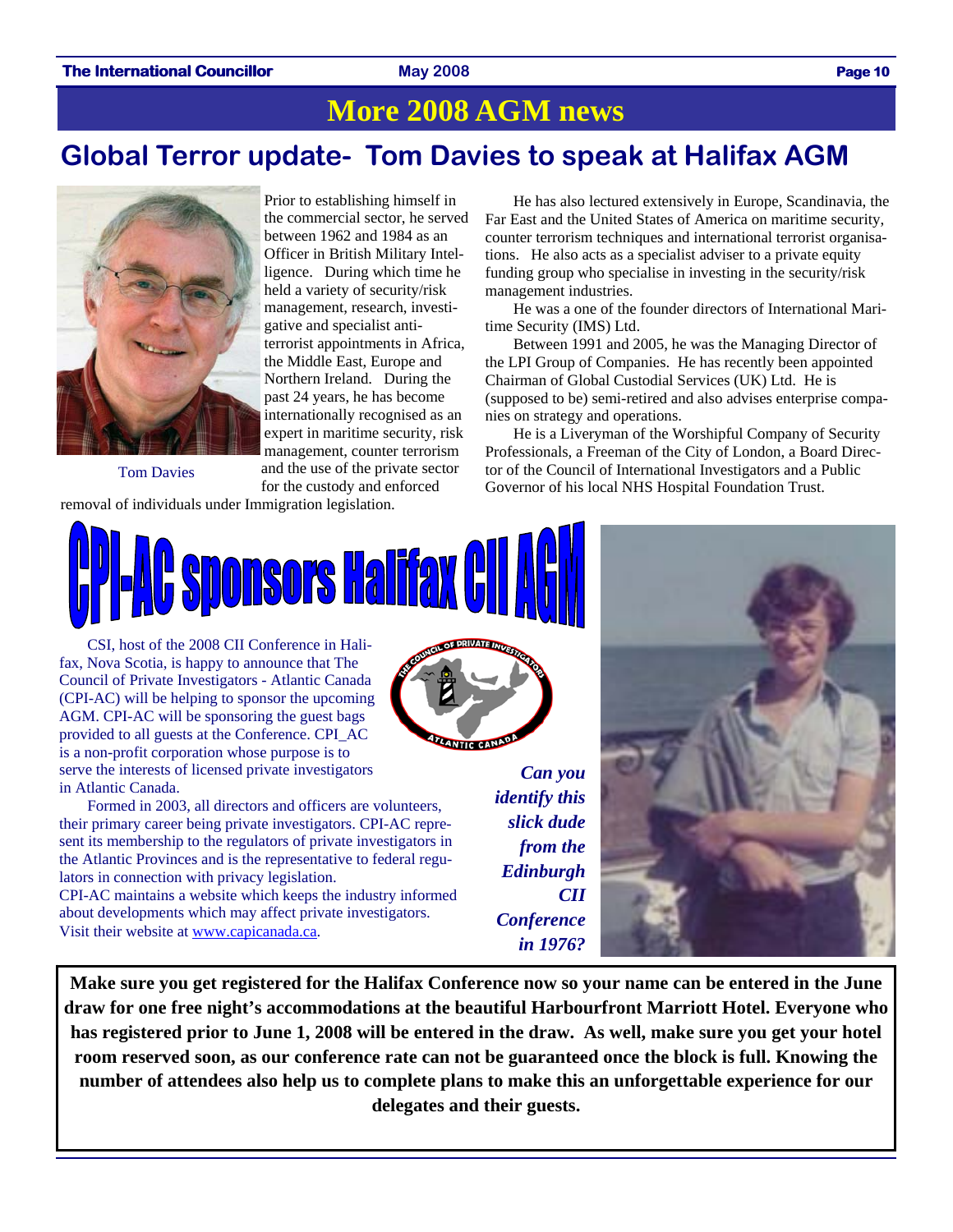# More 2008 AGM news

## Global Terror update- Tom Davies to speak at Halifax AGM

Tom Davies

Prior to establishing himself in the commercial sector, he served between 1962 and 1984 as an Officer in British Military Intelligence. During which time he held a variety of security/risk management, research, investigative and specialist anti-terrorist appointments in Africa, the Middle East, Europe and Northern Ireland. During the past 24 years, he has become internationally recognised as an expert in maritime security, risk management, counter terrorism and the use of the private sector for the custody and enforced removal of individuals under Immigration legislation.

He has also lectured extensively in Europe, Scandinavia, the Far East and the United States of America on maritime security, counter terrorism techniques and international terrorist organisations. He also acts as a specialist adviser to a private equity funding group who specialise in investing in the security/risk management industries.

He was a one of the founder directors of International Maritime Security (IMS) Ltd.

Between 1991 and 2005, he was the Managing Director of the LPI Group of Companies. He has recently been appointed Chairman of Global Custodial Services (UK) Ltd. He is (supposed to be) semi-retired and also advises enterprise companies on strategy and operations.

He is a Liveryman of the Worshipful Company of Security Professionals, a Freeman of the City of London, a Board Director of the Council of International Investigators and a Public Governor of his local NHS Hospital Foundation Trust.

## CPI-AC sponsors Halifax CII AGM

CSI, host of the 2008 CII Conference in Halifax, Nova Scotia, is happy to announce that The Council of Private Investigators - Atlantic Canada (CPI-AC) will be helping to sponsor the upcoming AGM. CPI-AC will be sponsoring the guest bags provided to all guests at the Conference. CPI_AC is a non-profit corporation whose purpose is to serve the interests of licensed private investigators in Atlantic Canada.

Formed in 2003, all directors and officers are volunteers, their primary career being private investigators. CPI-AC represent its membership to the regulators of private investigators in the Atlantic Provinces and is the representative to federal regulators in connection with privacy legislation.

CPI-AC maintains a website which keeps the industry informed about developments which may affect private investigators. Visit their website at www.capicanada.ca.

*Can you identify this slick dude from the Edinburgh CII Conference in 1976?*

**Make sure you get registered for the Halifax Conference now so your name can be entered in the June draw for one free night's accommodations at the beautiful Harbourfront Marriott Hotel. Everyone who has registered prior to June 1, 2008 will be entered in the draw. As well, make sure you get your hotel room reserved soon, as our conference rate can not be guaranteed once the block is full. Knowing the number of attendees also help us to complete plans to make this an unforgettable experience for our delegates and their guests.**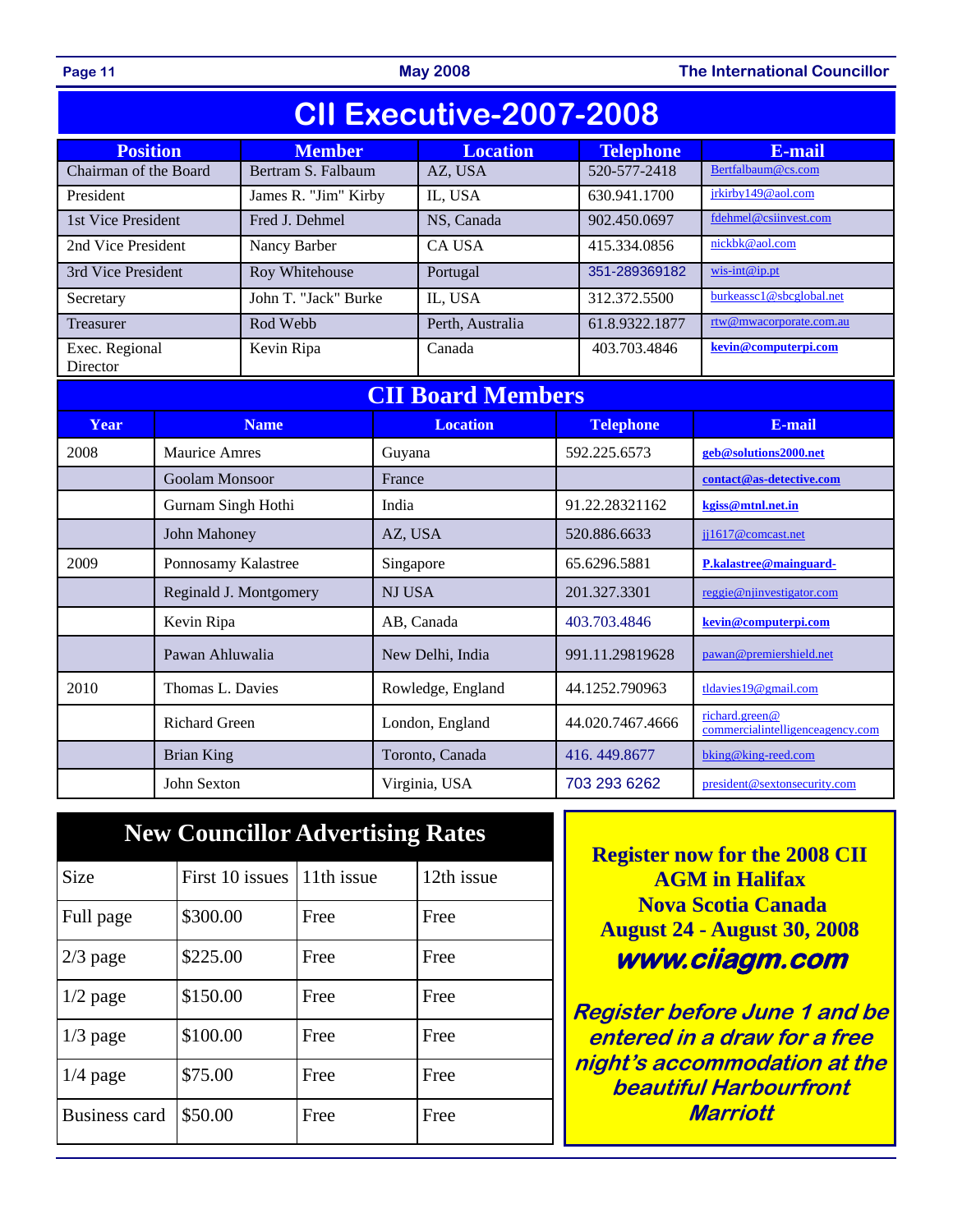# CII Executive-2007-2008

| Position | Member | Location | Telephone | E-mail |
|---|---|---|---|---|
| Chairman of the Board | Bertram S. Falbaum | AZ, USA | 520-577-2418 | Bertfalbaum@cs.com |
| President | James R. "Jim" Kirby | IL, USA | 630.941.1700 | jrkirby149@aol.com |
| 1st Vice President | Fred J. Dehmel | NS, Canada | 902.450.0697 | fdehmel@csiinvest.com |
| 2nd Vice President | Nancy Barber | CA USA | 415.334.0856 | nickbk@aol.com |
| 3rd Vice President | Roy Whitehouse | Portugal | 351-289369182 | wis-int@ip.pt |
| Secretary | John T. "Jack" Burke | IL, USA | 312.372.5500 | burkeassc1@sbcglobal.net |
| Treasurer | Rod Webb | Perth, Australia | 61.8.9322.1877 | rtw@mwacorporate.com.au |
| Exec. Regional Director | Kevin Ripa | Canada | 403.703.4846 | **kevin@computerpi.com** |

## CII Board Members

| Year | Name | Location | Telephone | E-mail |
|---|---|---|---|---|
| 2008 | Maurice Amres | Guyana | 592.225.6573 | **geb@solutions2000.net** |
| | Goolam Monsoor | France | | **contact@as-detective.com** |
| | Gurnam Singh Hothi | India | 91.22.28321162 | **kgiss@mtnl.net.in** |
| | John Mahoney | AZ, USA | 520.886.6633 | jj1617@comcast.net |
| 2009 | Ponnosamy Kalastree | Singapore | 65.6296.5881 | **P.kalastree@mainguard-** |
| | Reginald J. Montgomery | NJ USA | 201.327.3301 | reggie@njinvestigator.com |
| | Kevin Ripa | AB, Canada | 403.703.4846 | **kevin@computerpi.com** |
| | Pawan Ahluwalia | New Delhi, India | 991.11.29819628 | pawan@premiershield.net |
| 2010 | Thomas L. Davies | Rowledge, England | 44.1252.790963 | tldavies19@gmail.com |
| | Richard Green | London, England | 44.020.7467.4666 | richard.green@commercialintelligenceagency.com |
| | Brian King | Toronto, Canada | 416. 449.8677 | bking@king-reed.com |
| | John Sexton | Virginia, USA | 703 293 6262 | president@sextonsecurity.com |

## New Councillor Advertising Rates

| Size | First 10 issues | 11th issue | 12th issue |
|---|---|---|---|
| Full page | $300.00 | Free | Free |
| 2/3 page | $225.00 | Free | Free |
| 1/2 page | $150.00 | Free | Free |
| 1/3 page | $100.00 | Free | Free |
| 1/4 page | $75.00 | Free | Free |
| Business card | $50.00 | Free | Free |

**Register now for the 2008 CII AGM in Halifax Nova Scotia Canada August 24 - August 30, 2008**

**www.ciiagm.com**

***Register before June 1 and be entered in a draw for a free night's accommodation at the beautiful Harbourfront Marriott***